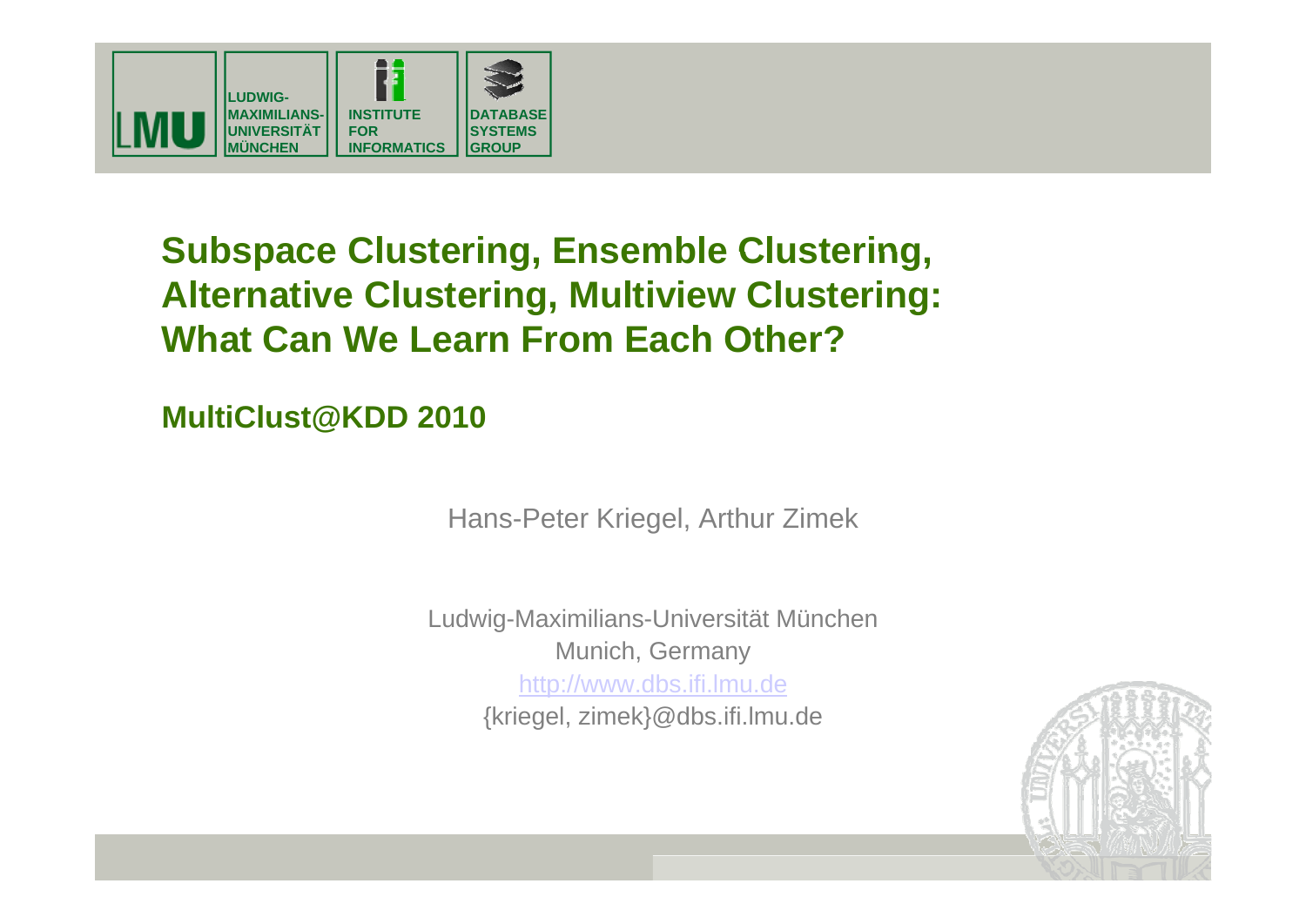LUDWIG-MAXIMILIANS-UNIVERSITÄT MÜNCHEN | INSTITUTE FOR INFORMATICS | DATABASE SYSTEMS GROUP

# Subspace Clustering, Ensemble Clustering, Alternative Clustering, Multiview Clustering: What Can We Learn From Each Other?

## MultiClust@KDD 2010

Hans-Peter Kriegel, Arthur Zimek

Ludwig-Maximilians-Universität München
Munich, Germany
http://www.dbs.ifi.lmu.de
{kriegel, zimek}@dbs.ifi.lmu.de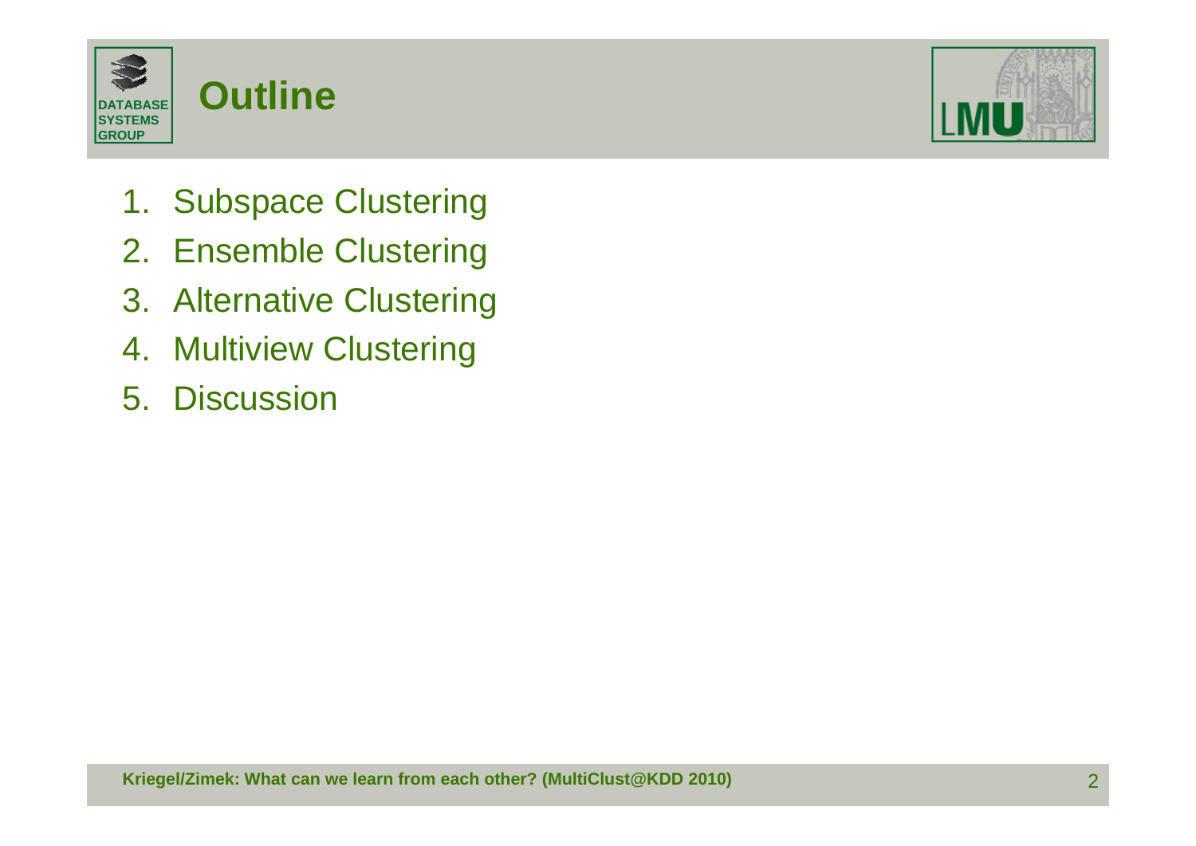# Outline

1. Subspace Clustering
2. Ensemble Clustering
3. Alternative Clustering
4. Multiview Clustering
5. Discussion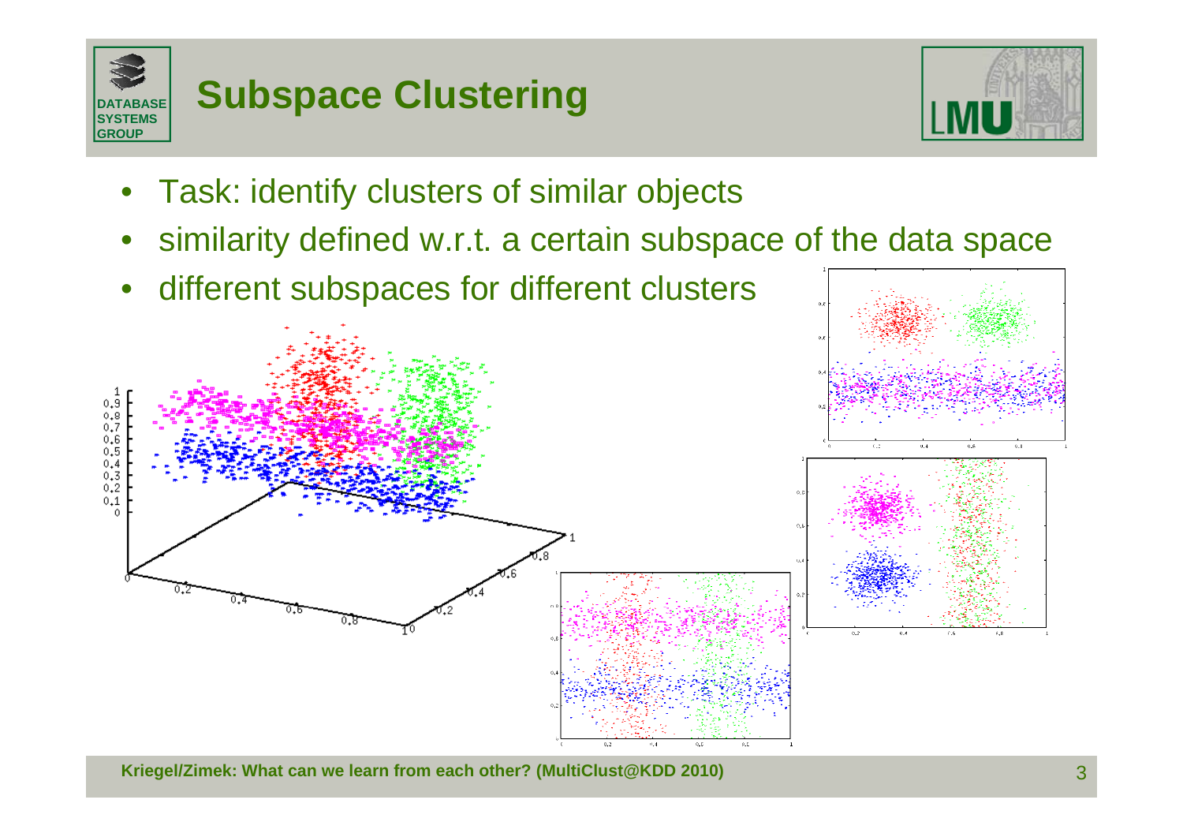# Subspace Clustering

- Task: identify clusters of similar objects
- similarity defined w.r.t. a certain subspace of the data space
- different subspaces for different clusters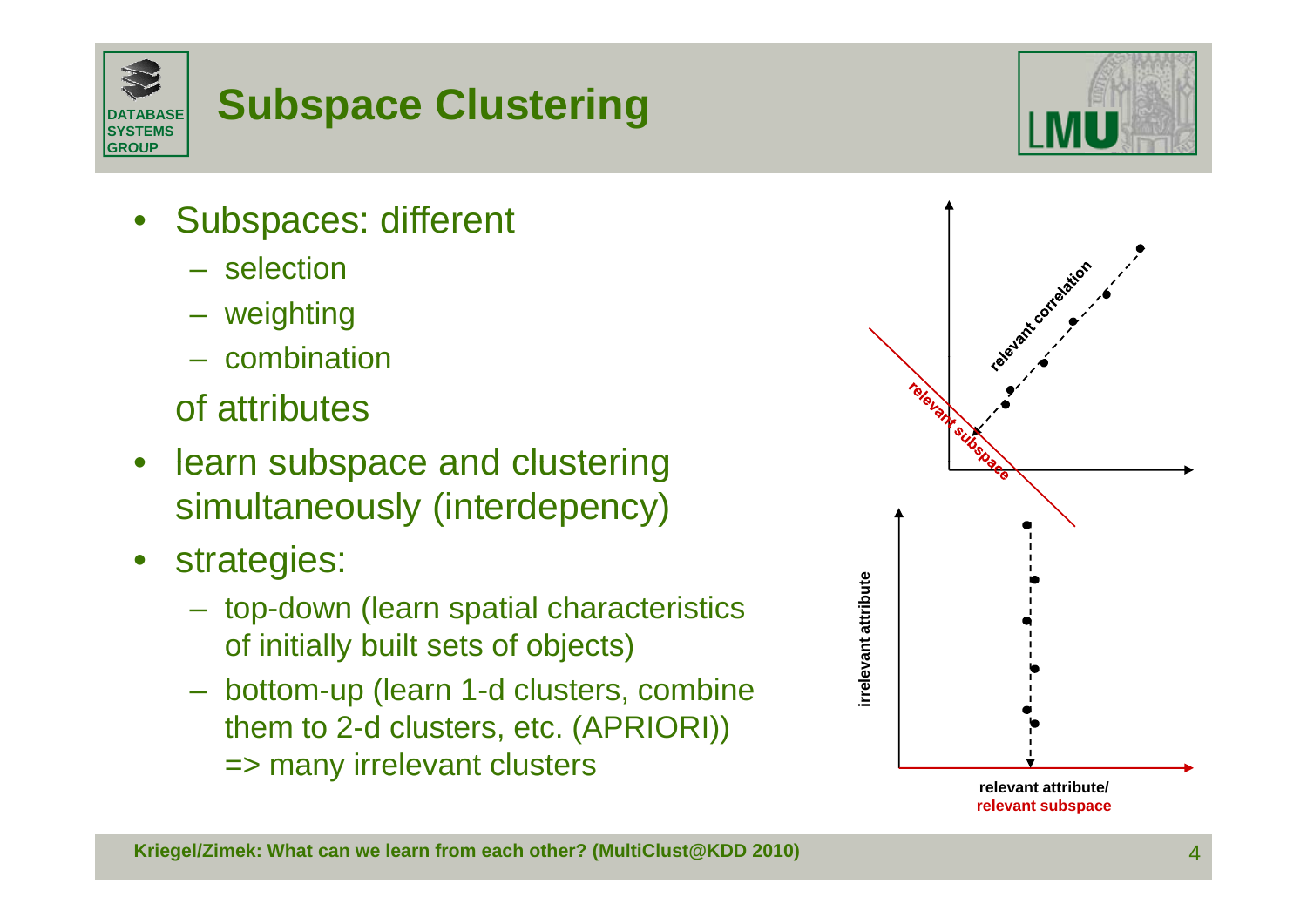# Subspace Clustering

- Subspaces: different
  - selection
  - weighting
  - combination

  of attributes
- learn subspace and clustering simultaneously (interdepency)
- strategies:
  - top-down (learn spatial characteristics of initially built sets of objects)
  - bottom-up (learn 1-d clusters, combine them to 2-d clusters, etc. (APRIORI)) => many irrelevant clusters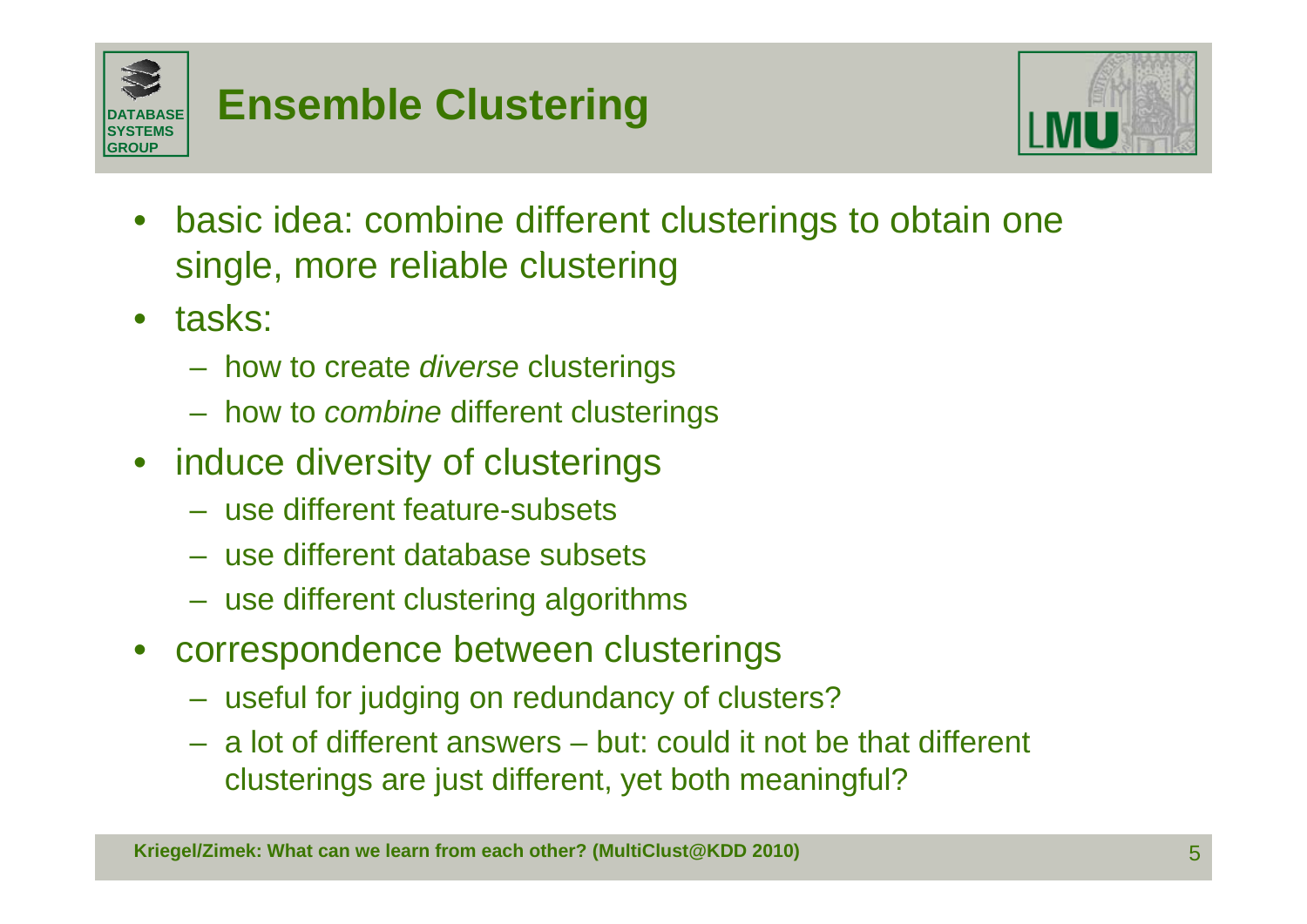# Ensemble Clustering

- basic idea: combine different clusterings to obtain one single, more reliable clustering
- tasks:
  - how to create *diverse* clusterings
  - how to *combine* different clusterings
- induce diversity of clusterings
  - use different feature-subsets
  - use different database subsets
  - use different clustering algorithms
- correspondence between clusterings
  - useful for judging on redundancy of clusters?
  - a lot of different answers – but: could it not be that different clusterings are just different, yet both meaningful?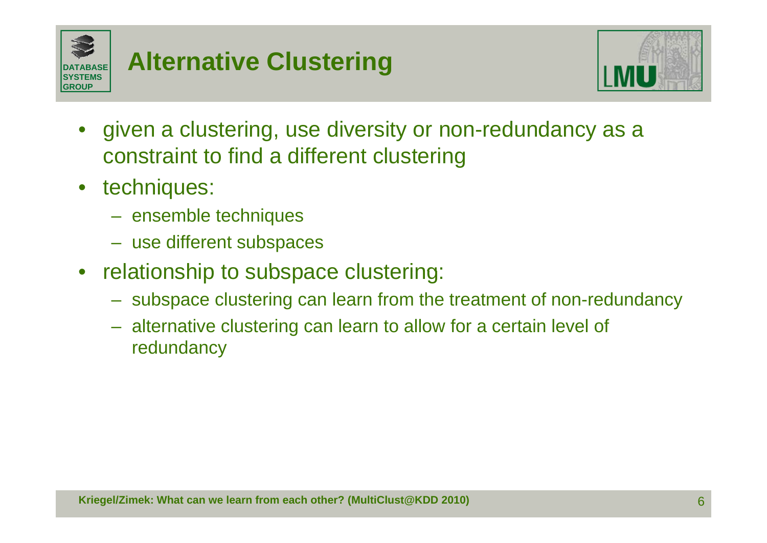# Alternative Clustering

- given a clustering, use diversity or non-redundancy as a constraint to find a different clustering
- techniques:
  - ensemble techniques
  - use different subspaces
- relationship to subspace clustering:
  - subspace clustering can learn from the treatment of non-redundancy
  - alternative clustering can learn to allow for a certain level of redundancy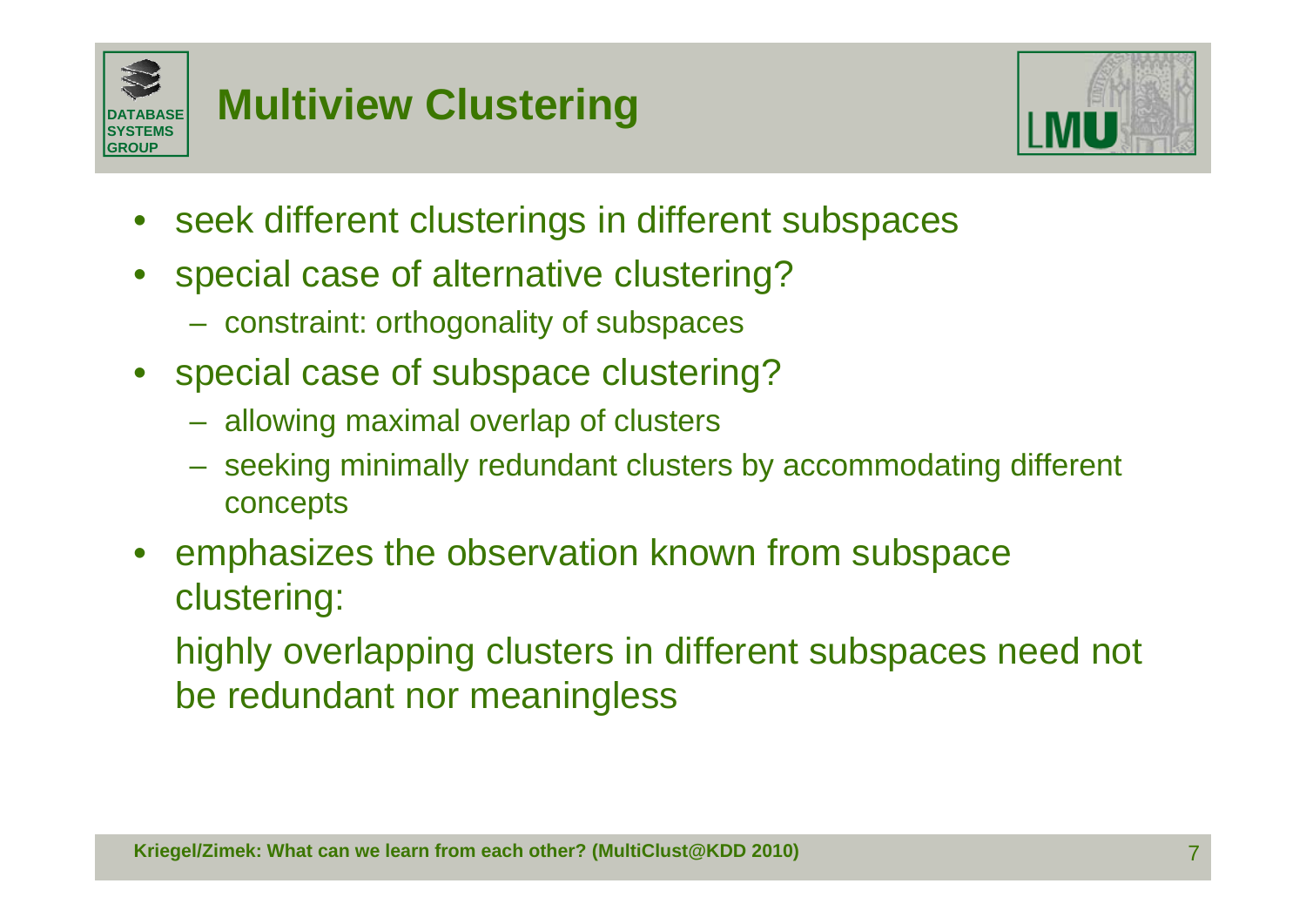# Multiview Clustering

- seek different clusterings in different subspaces
- special case of alternative clustering?
  - constraint: orthogonality of subspaces
- special case of subspace clustering?
  - allowing maximal overlap of clusters
  - seeking minimally redundant clusters by accommodating different concepts
- emphasizes the observation known from subspace clustering:

  highly overlapping clusters in different subspaces need not be redundant nor meaningless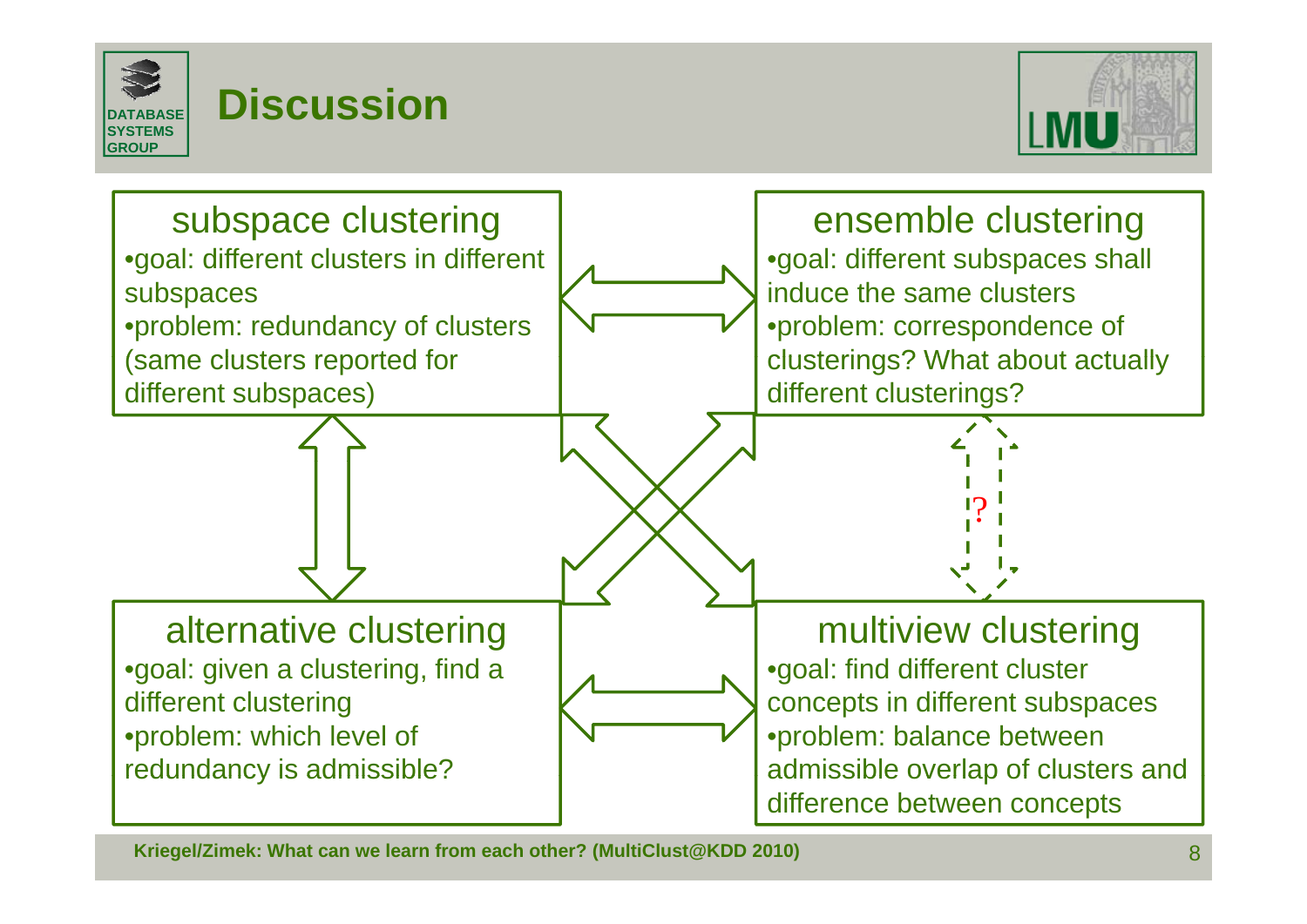# Discussion

### subspace clustering

- goal: different clusters in different subspaces
- problem: redundancy of clusters (same clusters reported for different subspaces)

### ensemble clustering

- goal: different subspaces shall induce the same clusters
- problem: correspondence of clusterings? What about actually different clusterings?

?

### alternative clustering

- goal: given a clustering, find a different clustering
- problem: which level of redundancy is admissible?

### multiview clustering

- goal: find different cluster concepts in different subspaces
- problem: balance between admissible overlap of clusters and difference between concepts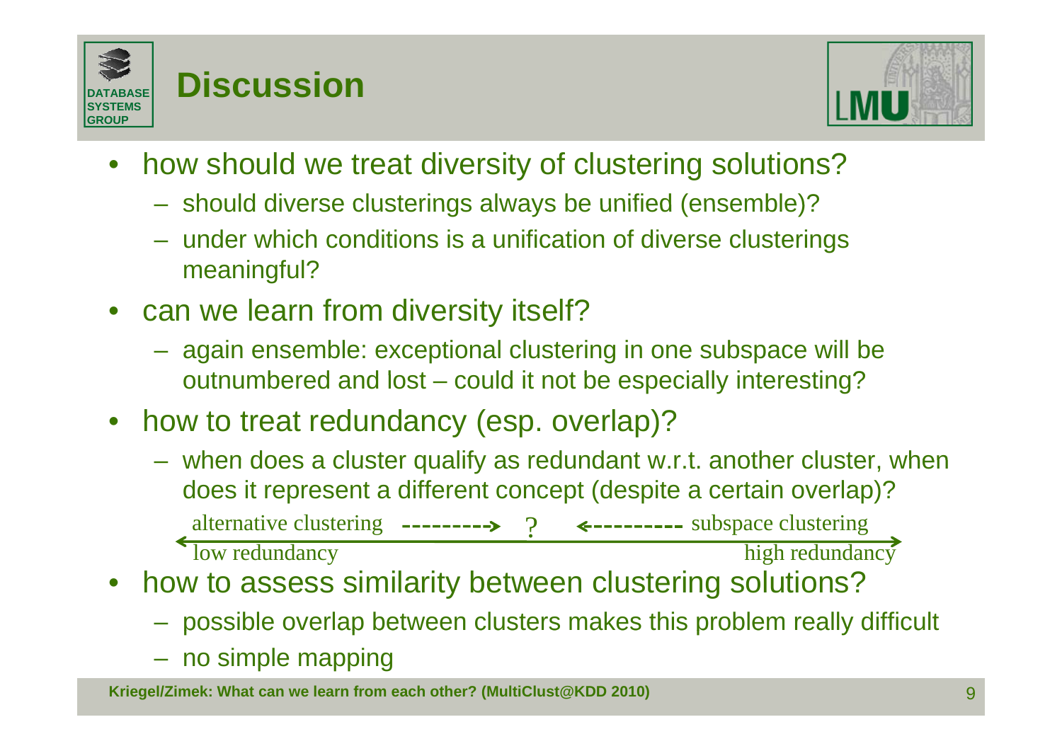# Discussion

- how should we treat diversity of clustering solutions?
  - should diverse clusterings always be unified (ensemble)?
  - under which conditions is a unification of diverse clusterings meaningful?
- can we learn from diversity itself?
  - again ensemble: exceptional clustering in one subspace will be outnumbered and lost – could it not be especially interesting?
- how to treat redundancy (esp. overlap)?
  - when does a cluster qualify as redundant w.r.t. another cluster, when does it represent a different concept (despite a certain overlap)?

alternative clustering --------> ? <--------- subspace clustering

low redundancy ←——————————→ high redundancy

- how to assess similarity between clustering solutions?
  - possible overlap between clusters makes this problem really difficult
  - no simple mapping